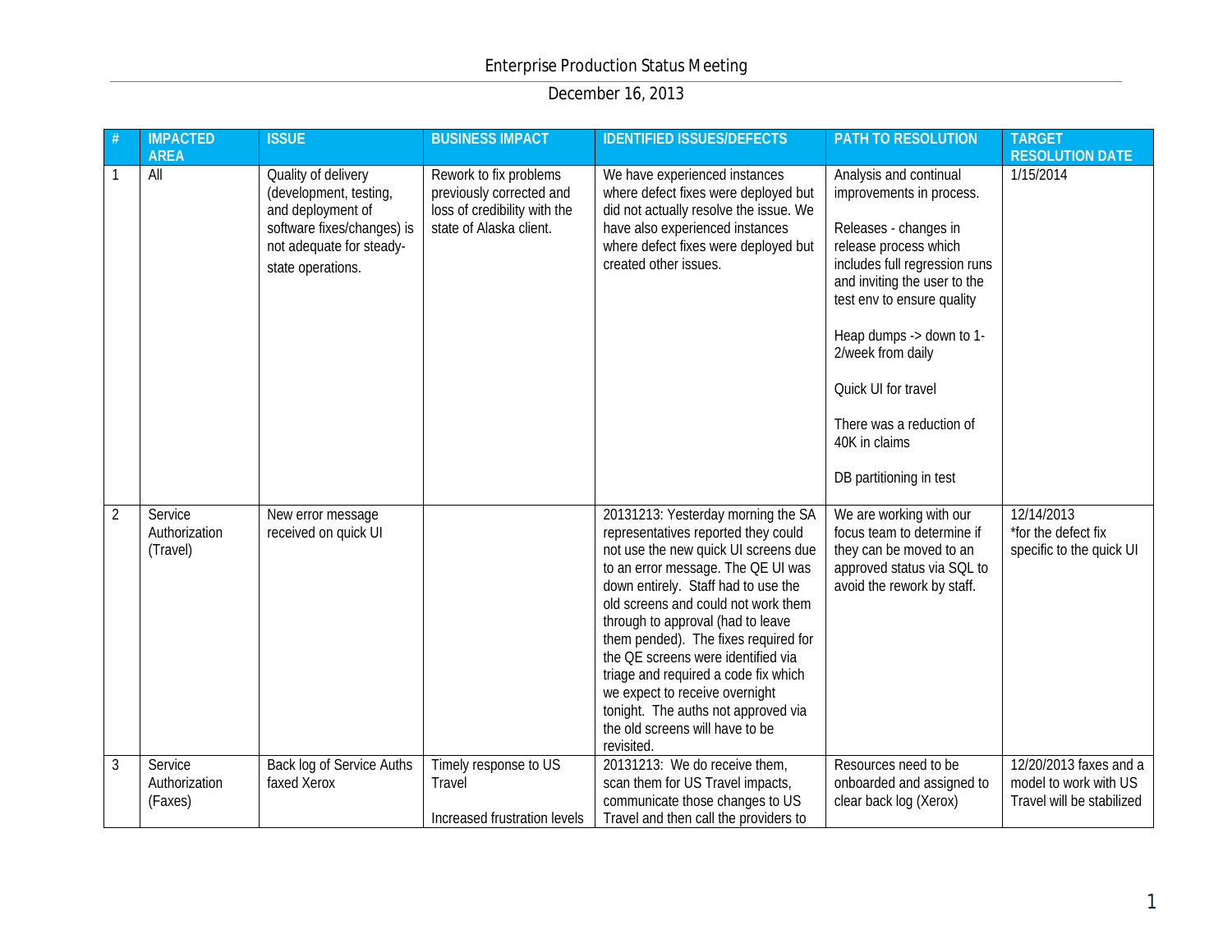# Enterprise Production Status Meeting

## December 16, 2013

| # | IMPACTED AREA | ISSUE | BUSINESS IMPACT | IDENTIFIED ISSUES/DEFECTS | PATH TO RESOLUTION | TARGET RESOLUTION DATE |
|---|---|---|---|---|---|---|
| 1 | All | Quality of delivery (development, testing, and deployment of software fixes/changes) is not adequate for steady-state operations. | Rework to fix problems previously corrected and loss of credibility with the state of Alaska client. | We have experienced instances where defect fixes were deployed but did not actually resolve the issue. We have also experienced instances where defect fixes were deployed but created other issues. | Analysis and continual improvements in process.<br><br>Releases - changes in release process which includes full regression runs and inviting the user to the test env to ensure quality<br><br>Heap dumps -> down to 1-2/week from daily<br><br>Quick UI for travel<br><br>There was a reduction of 40K in claims<br><br>DB partitioning in test | 1/15/2014 |
| 2 | Service Authorization (Travel) | New error message received on quick UI | | 20131213: Yesterday morning the SA representatives reported they could not use the new quick UI screens due to an error message. The QE UI was down entirely. Staff had to use the old screens and could not work them through to approval (had to leave them pended). The fixes required for the QE screens were identified via triage and required a code fix which we expect to receive overnight tonight. The auths not approved via the old screens will have to be revisited. | We are working with our focus team to determine if they can be moved to an approved status via SQL to avoid the rework by staff. | 12/14/2013<br>*for the defect fix specific to the quick UI |
| 3 | Service Authorization (Faxes) | Back log of Service Auths faxed Xerox | Timely response to US Travel<br><br>Increased frustration levels | 20131213: We do receive them, scan them for US Travel impacts, communicate those changes to US Travel and then call the providers to | Resources need to be onboarded and assigned to clear back log (Xerox) | 12/20/2013 faxes and a model to work with US Travel will be stabilized |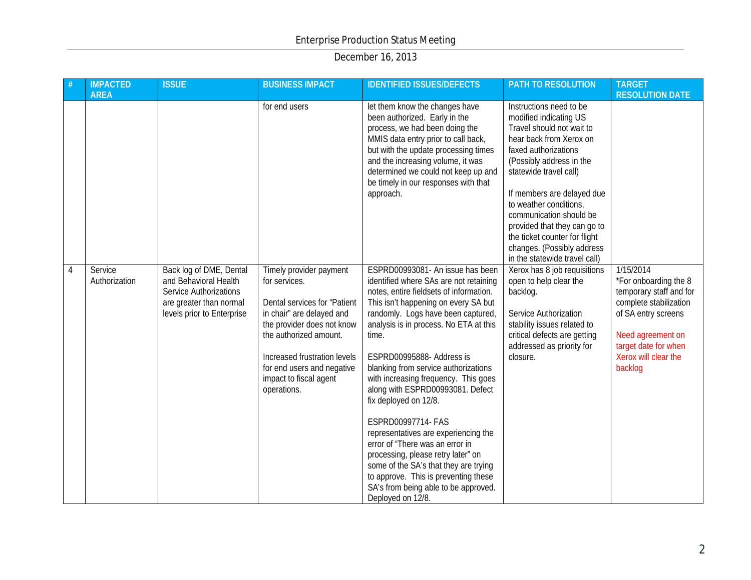# Enterprise Production Status Meeting

## December 16, 2013

| # | IMPACTED AREA | ISSUE | BUSINESS IMPACT | IDENTIFIED ISSUES/DEFECTS | PATH TO RESOLUTION | TARGET RESOLUTION DATE |
|---|---|---|---|---|---|---|
| | | | for end users | let them know the changes have been authorized. Early in the process, we had been doing the MMIS data entry prior to call back, but with the update processing times and the increasing volume, it was determined we could not keep up and be timely in our responses with that approach. | Instructions need to be modified indicating US Travel should not wait to hear back from Xerox on faxed authorizations (Possibly address in the statewide travel call)<br><br>If members are delayed due to weather conditions, communication should be provided that they can go to the ticket counter for flight changes. (Possibly address in the statewide travel call) | |
| 4 | Service Authorization | Back log of DME, Dental and Behavioral Health Service Authorizations are greater than normal levels prior to Enterprise | Timely provider payment for services.<br><br>Dental services for "Patient in chair" are delayed and the provider does not know the authorized amount.<br><br>Increased frustration levels for end users and negative impact to fiscal agent operations. | ESPRD00993081- An issue has been identified where SAs are not retaining notes, entire fieldsets of information. This isn't happening on every SA but randomly. Logs have been captured, analysis is in process. No ETA at this time.<br><br>ESPRD00995888- Address is blanking from service authorizations with increasing frequency. This goes along with ESPRD00993081. Defect fix deployed on 12/8.<br><br>ESPRD00997714- FAS representatives are experiencing the error of "There was an error in processing, please retry later" on some of the SA's that they are trying to approve. This is preventing these SA's from being able to be approved. Deployed on 12/8. | Xerox has 8 job requisitions open to help clear the backlog.<br><br>Service Authorization stability issues related to critical defects are getting addressed as priority for closure. | 1/15/2014<br>*For onboarding the 8 temporary staff and for complete stabilization of SA entry screens<br><br>Need agreement on target date for when Xerox will clear the backlog |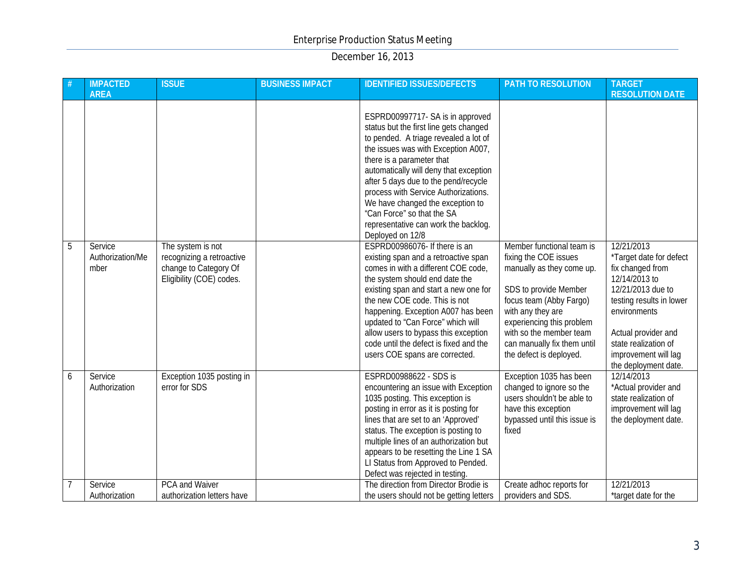Enterprise Production Status Meeting

December 16, 2013

| # | IMPACTED AREA | ISSUE | BUSINESS IMPACT | IDENTIFIED ISSUES/DEFECTS | PATH TO RESOLUTION | TARGET RESOLUTION DATE |
|---|---|---|---|---|---|---|
| | | | | ESPRD00997717- SA is in approved status but the first line gets changed to pended. A triage revealed a lot of the issues was with Exception A007, there is a parameter that automatically will deny that exception after 5 days due to the pend/recycle process with Service Authorizations. We have changed the exception to "Can Force" so that the SA representative can work the backlog. Deployed on 12/8 | | |
| 5 | Service Authorization/Member | The system is not recognizing a retroactive change to Category Of Eligibility (COE) codes. | | ESPRD00986076- If there is an existing span and a retroactive span comes in with a different COE code, the system should end date the existing span and start a new one for the new COE code. This is not happening. Exception A007 has been updated to "Can Force" which will allow users to bypass this exception code until the defect is fixed and the users COE spans are corrected. | Member functional team is fixing the COE issues manually as they come up.<br><br>SDS to provide Member focus team (Abby Fargo) with any they are experiencing this problem with so the member team can manually fix them until the defect is deployed. | 12/21/2013<br>*Target date for defect fix changed from 12/14/2013 to 12/21/2013 due to testing results in lower environments<br><br>Actual provider and state realization of improvement will lag the deployment date. |
| 6 | Service Authorization | Exception 1035 posting in error for SDS | | ESPRD00988622 - SDS is encountering an issue with Exception 1035 posting. This exception is posting in error as it is posting for lines that are set to an 'Approved' status. The exception is posting to multiple lines of an authorization but appears to be resetting the Line 1 SA LI Status from Approved to Pended. Defect was rejected in testing. | Exception 1035 has been changed to ignore so the users shouldn't be able to have this exception bypassed until this issue is fixed | 12/14/2013<br>*Actual provider and state realization of improvement will lag the deployment date. |
| 7 | Service Authorization | PCA and Waiver authorization letters have | | The direction from Director Brodie is the users should not be getting letters | Create adhoc reports for providers and SDS. | 12/21/2013<br>*target date for the |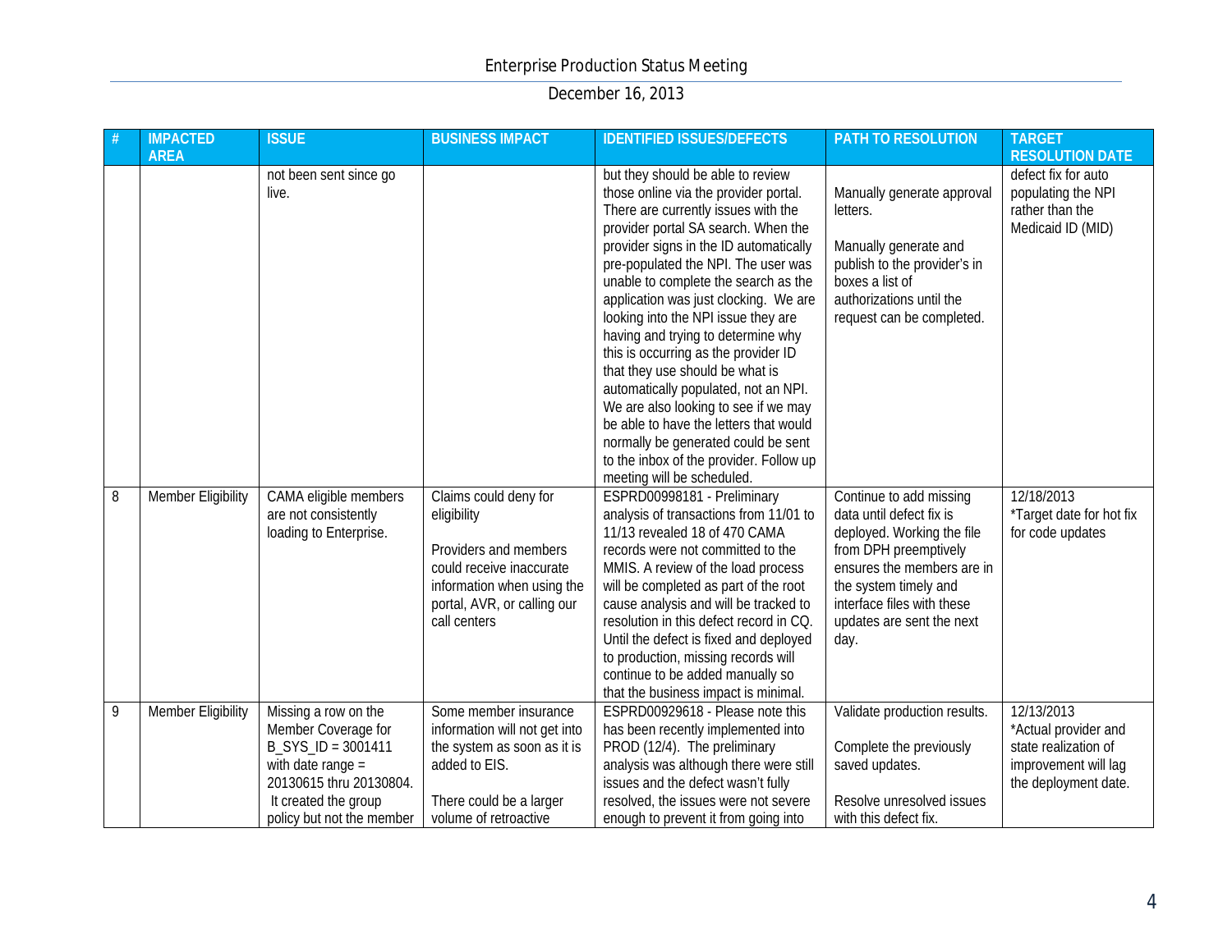Enterprise Production Status Meeting

December 16, 2013

| # | IMPACTED AREA | ISSUE | BUSINESS IMPACT | IDENTIFIED ISSUES/DEFECTS | PATH TO RESOLUTION | TARGET RESOLUTION DATE |
|---|---|---|---|---|---|---|
| | | not been sent since go live. | | but they should be able to review those online via the provider portal. There are currently issues with the provider portal SA search. When the provider signs in the ID automatically pre-populated the NPI. The user was unable to complete the search as the application was just clocking. We are looking into the NPI issue they are having and trying to determine why this is occurring as the provider ID that they use should be what is automatically populated, not an NPI. We are also looking to see if we may be able to have the letters that would normally be generated could be sent to the inbox of the provider. Follow up meeting will be scheduled. | Manually generate approval letters.<br><br>Manually generate and publish to the provider's in boxes a list of authorizations until the request can be completed. | defect fix for auto populating the NPI rather than the Medicaid ID (MID) |
| 8 | Member Eligibility | CAMA eligible members are not consistently loading to Enterprise. | Claims could deny for eligibility<br><br>Providers and members could receive inaccurate information when using the portal, AVR, or calling our call centers | ESPRD00998181 - Preliminary analysis of transactions from 11/01 to 11/13 revealed 18 of 470 CAMA records were not committed to the MMIS. A review of the load process will be completed as part of the root cause analysis and will be tracked to resolution in this defect record in CQ. Until the defect is fixed and deployed to production, missing records will continue to be added manually so that the business impact is minimal. | Continue to add missing data until defect fix is deployed. Working the file from DPH preemptively ensures the members are in the system timely and interface files with these updates are sent the next day. | 12/18/2013<br>*Target date for hot fix for code updates |
| 9 | Member Eligibility | Missing a row on the Member Coverage for B_SYS_ID = 3001411 with date range = 20130615 thru 20130804. It created the group policy but not the member | Some member insurance information will not get into the system as soon as it is added to EIS.<br><br>There could be a larger volume of retroactive | ESPRD00929618 - Please note this has been recently implemented into PROD (12/4). The preliminary analysis was although there were still issues and the defect wasn't fully resolved, the issues were not severe enough to prevent it from going into | Validate production results.<br><br>Complete the previously saved updates.<br><br>Resolve unresolved issues with this defect fix. | 12/13/2013<br>*Actual provider and state realization of improvement will lag the deployment date. |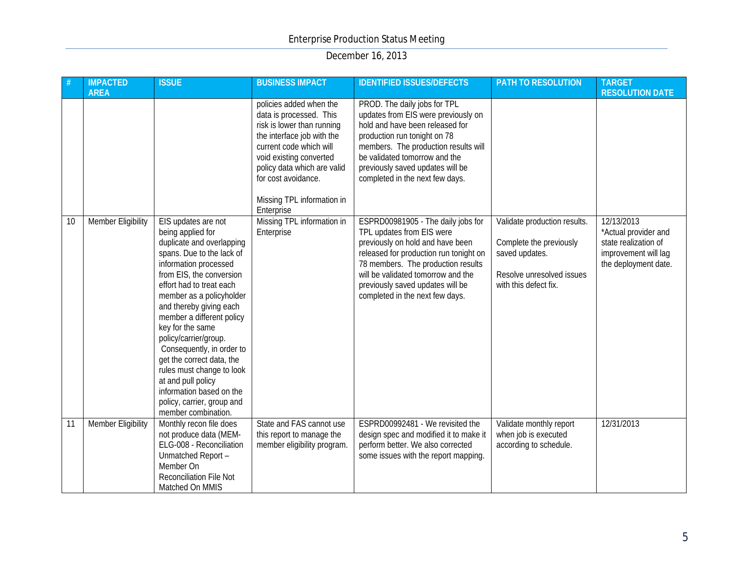# Enterprise Production Status Meeting

December 16, 2013

| # | IMPACTED AREA | ISSUE | BUSINESS IMPACT | IDENTIFIED ISSUES/DEFECTS | PATH TO RESOLUTION | TARGET RESOLUTION DATE |
|---|---|---|---|---|---|---|
| | | | policies added when the data is processed. This risk is lower than running the interface job with the current code which will void existing converted policy data which are valid for cost avoidance.<br><br>Missing TPL information in Enterprise | PROD. The daily jobs for TPL updates from EIS were previously on hold and have been released for production run tonight on 78 members. The production results will be validated tomorrow and the previously saved updates will be completed in the next few days. | | |
| 10 | Member Eligibility | EIS updates are not being applied for duplicate and overlapping spans. Due to the lack of information processed from EIS, the conversion effort had to treat each member as a policyholder and thereby giving each member a different policy key for the same policy/carrier/group. Consequently, in order to get the correct data, the rules must change to look at and pull policy information based on the policy, carrier, group and member combination. | Missing TPL information in Enterprise | ESPRD00981905 - The daily jobs for TPL updates from EIS were previously on hold and have been released for production run tonight on 78 members. The production results will be validated tomorrow and the previously saved updates will be completed in the next few days. | Validate production results.<br><br>Complete the previously saved updates.<br><br>Resolve unresolved issues with this defect fix. | 12/13/2013<br>*Actual provider and state realization of improvement will lag the deployment date. |
| 11 | Member Eligibility | Monthly recon file does not produce data (MEM-ELG-008 - Reconciliation Unmatched Report – Member On Reconciliation File Not Matched On MMIS | State and FAS cannot use this report to manage the member eligibility program. | ESPRD00992481 - We revisited the design spec and modified it to make it perform better. We also corrected some issues with the report mapping. | Validate monthly report when job is executed according to schedule. | 12/31/2013 |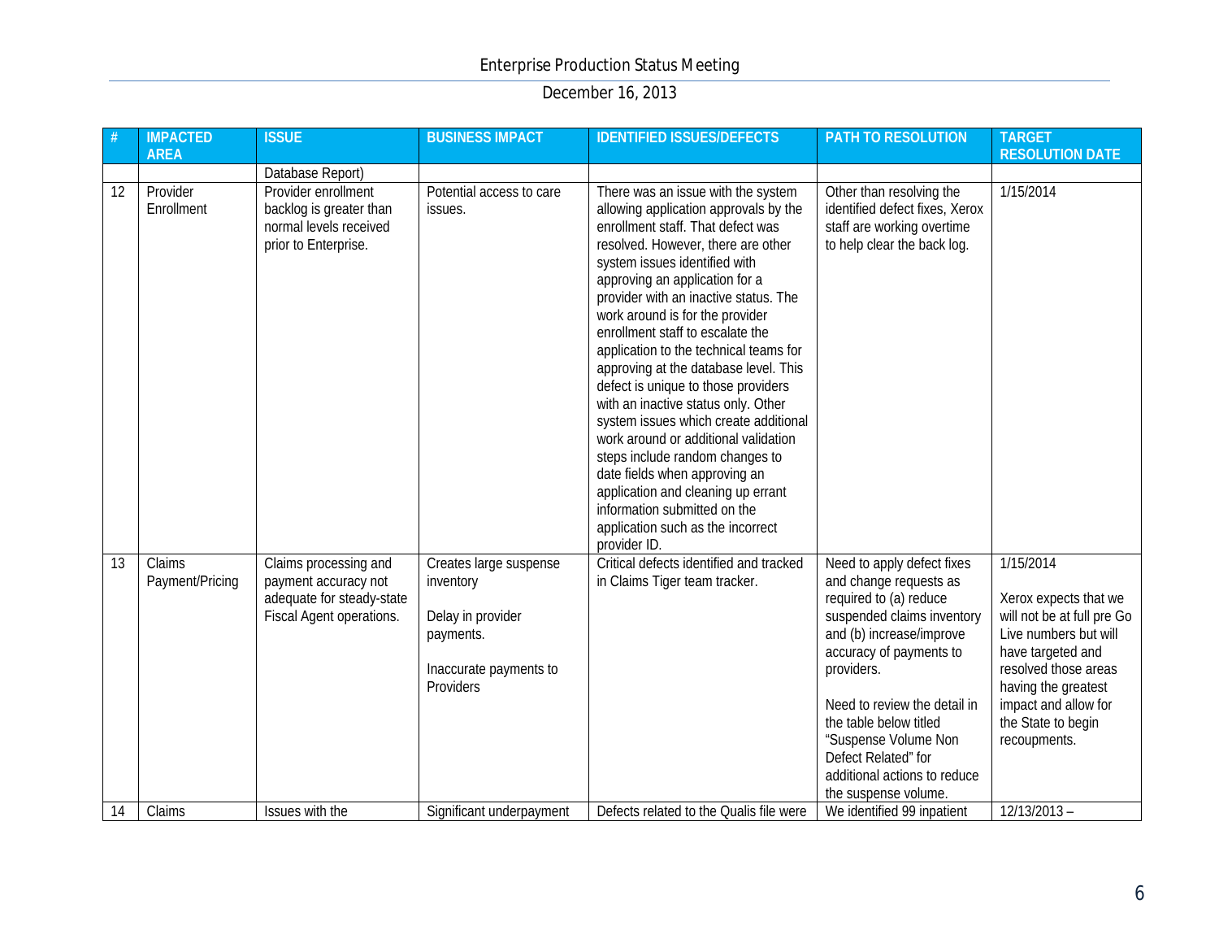Enterprise Production Status Meeting

December 16, 2013

| # | IMPACTED AREA | ISSUE | BUSINESS IMPACT | IDENTIFIED ISSUES/DEFECTS | PATH TO RESOLUTION | TARGET RESOLUTION DATE |
|---|---|---|---|---|---|---|
| | | Database Report) | | | | |
| 12 | Provider Enrollment | Provider enrollment backlog is greater than normal levels received prior to Enterprise. | Potential access to care issues. | There was an issue with the system allowing application approvals by the enrollment staff. That defect was resolved. However, there are other system issues identified with approving an application for a provider with an inactive status. The work around is for the provider enrollment staff to escalate the application to the technical teams for approving at the database level. This defect is unique to those providers with an inactive status only. Other system issues which create additional work around or additional validation steps include random changes to date fields when approving an application and cleaning up errant information submitted on the application such as the incorrect provider ID. | Other than resolving the identified defect fixes, Xerox staff are working overtime to help clear the back log. | 1/15/2014 |
| 13 | Claims Payment/Pricing | Claims processing and payment accuracy not adequate for steady-state Fiscal Agent operations. | Creates large suspense inventory<br><br>Delay in provider payments.<br><br>Inaccurate payments to Providers | Critical defects identified and tracked in Claims Tiger team tracker. | Need to apply defect fixes and change requests as required to (a) reduce suspended claims inventory and (b) increase/improve accuracy of payments to providers.<br><br>Need to review the detail in the table below titled "Suspense Volume Non Defect Related" for additional actions to reduce the suspense volume. | 1/15/2014<br><br>Xerox expects that we will not be at full pre Go Live numbers but will have targeted and resolved those areas having the greatest impact and allow for the State to begin recoupments. |
| 14 | Claims | Issues with the | Significant underpayment | Defects related to the Qualis file were | We identified 99 inpatient | 12/13/2013 – |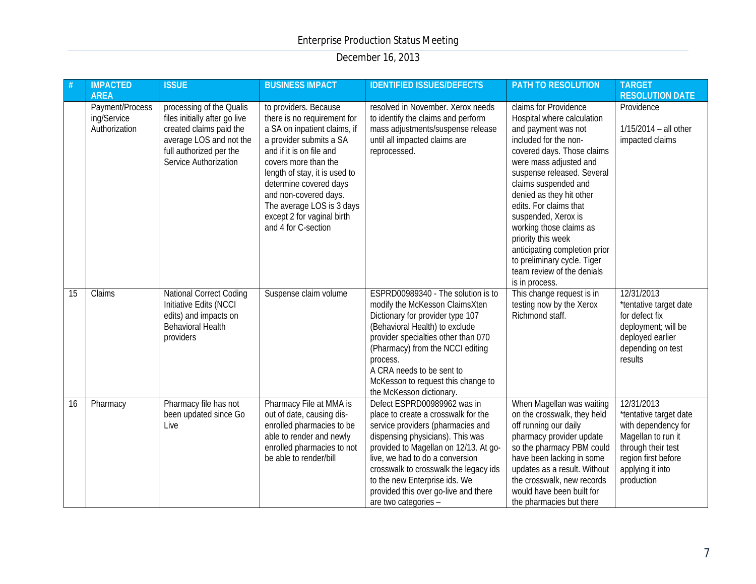Enterprise Production Status Meeting

December 16, 2013

| # | IMPACTED AREA | ISSUE | BUSINESS IMPACT | IDENTIFIED ISSUES/DEFECTS | PATH TO RESOLUTION | TARGET RESOLUTION DATE |
|---|---|---|---|---|---|---|
| | Payment/Processing/Service Authorization | processing of the Qualis files initially after go live created claims paid the average LOS and not the full authorized per the Service Authorization | to providers. Because there is no requirement for a SA on inpatient claims, if a provider submits a SA and if it is on file and covers more than the length of stay, it is used to determine covered days and non-covered days. The average LOS is 3 days except 2 for vaginal birth and 4 for C-section | resolved in November. Xerox needs to identify the claims and perform mass adjustments/suspense release until all impacted claims are reprocessed. | claims for Providence Hospital where calculation and payment was not included for the non-covered days. Those claims were mass adjusted and suspense released. Several claims suspended and denied as they hit other edits. For claims that suspended, Xerox is working those claims as priority this week anticipating completion prior to preliminary cycle. Tiger team review of the denials is in process. | Providence<br><br>1/15/2014 – all other impacted claims |
| 15 | Claims | National Correct Coding Initiative Edits (NCCI edits) and impacts on Behavioral Health providers | Suspense claim volume | ESPRD00989340 - The solution is to modify the McKesson ClaimsXten Dictionary for provider type 107 (Behavioral Health) to exclude provider specialties other than 070 (Pharmacy) from the NCCI editing process.<br>A CRA needs to be sent to McKesson to request this change to the McKesson dictionary. | This change request is in testing now by the Xerox Richmond staff. | 12/31/2013<br>*tentative target date for defect fix deployment; will be deployed earlier depending on test results |
| 16 | Pharmacy | Pharmacy file has not been updated since Go Live | Pharmacy File at MMA is out of date, causing dis-enrolled pharmacies to be able to render and newly enrolled pharmacies to not be able to render/bill | Defect ESPRD00989962 was in place to create a crosswalk for the service providers (pharmacies and dispensing physicians). This was provided to Magellan on 12/13. At go-live, we had to do a conversion crosswalk to crosswalk the legacy ids to the new Enterprise ids. We provided this over go-live and there are two categories – | When Magellan was waiting on the crosswalk, they held off running our daily pharmacy provider update so the pharmacy PBM could have been lacking in some updates as a result. Without the crosswalk, new records would have been built for the pharmacies but there | 12/31/2013<br>*tentative target date with dependency for Magellan to run it through their test region first before applying it into production |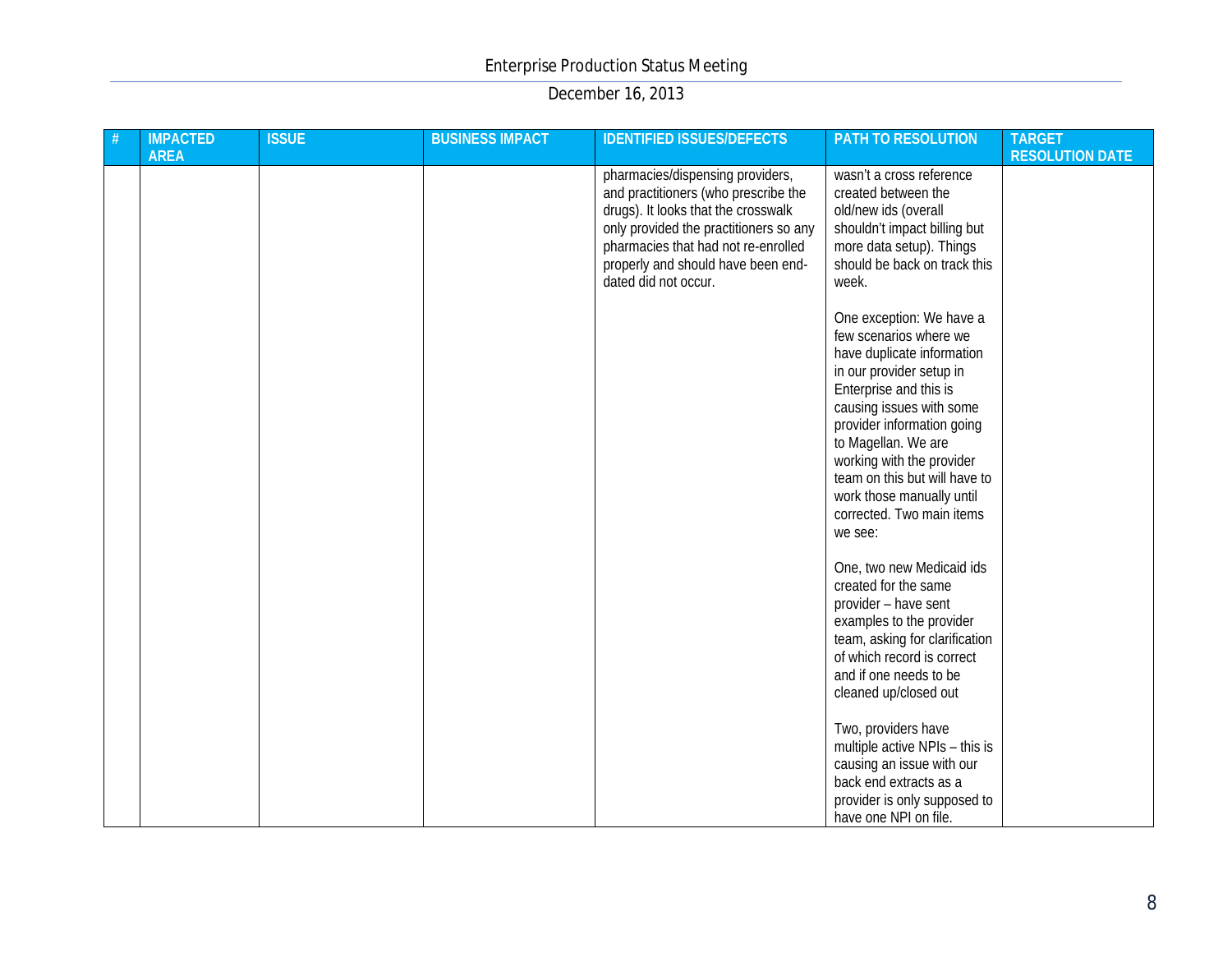Enterprise Production Status Meeting

December 16, 2013

| # | IMPACTED AREA | ISSUE | BUSINESS IMPACT | IDENTIFIED ISSUES/DEFECTS | PATH TO RESOLUTION | TARGET RESOLUTION DATE |
|---|---|---|---|---|---|---|
| | | | | pharmacies/dispensing providers, and practitioners (who prescribe the drugs). It looks that the crosswalk only provided the practitioners so any pharmacies that had not re-enrolled properly and should have been end-dated did not occur. | wasn't a cross reference created between the old/new ids (overall shouldn't impact billing but more data setup). Things should be back on track this week.<br><br>One exception: We have a few scenarios where we have duplicate information in our provider setup in Enterprise and this is causing issues with some provider information going to Magellan. We are working with the provider team on this but will have to work those manually until corrected. Two main items we see:<br><br>One, two new Medicaid ids created for the same provider – have sent examples to the provider team, asking for clarification of which record is correct and if one needs to be cleaned up/closed out<br><br>Two, providers have multiple active NPIs – this is causing an issue with our back end extracts as a provider is only supposed to have one NPI on file. | |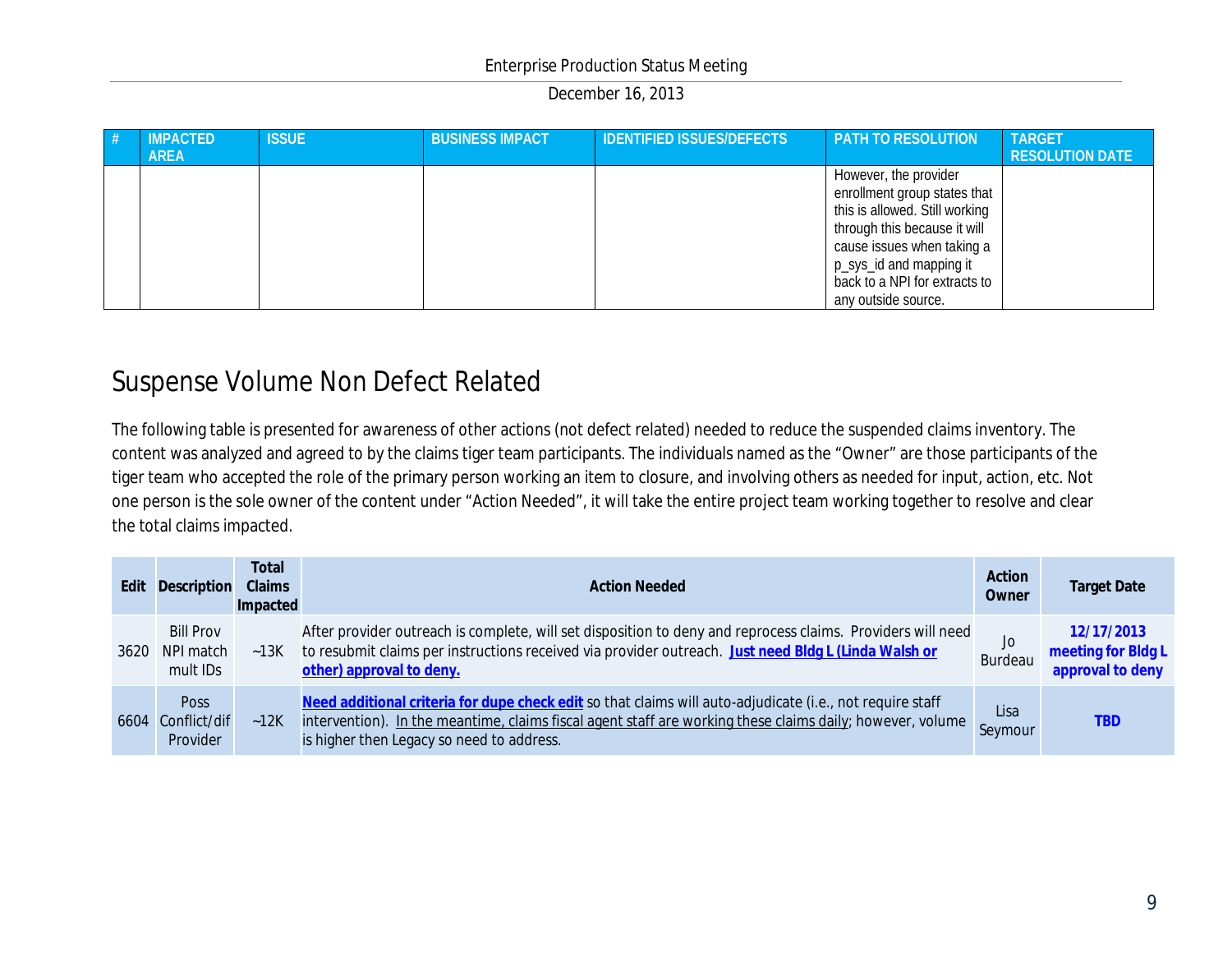| # | IMPACTED AREA | ISSUE | BUSINESS IMPACT | IDENTIFIED ISSUES/DEFECTS | PATH TO RESOLUTION | TARGET RESOLUTION DATE |
|---|---|---|---|---|---|---|
| | | | | | However, the provider enrollment group states that this is allowed. Still working through this because it will cause issues when taking a p_sys_id and mapping it back to a NPI for extracts to any outside source. | |

## Suspense Volume Non Defect Related

The following table is presented for awareness of other actions (not defect related) needed to reduce the suspended claims inventory. The content was analyzed and agreed to by the claims tiger team participants. The individuals named as the "Owner" are those participants of the tiger team who accepted the role of the primary person working an item to closure, and involving others as needed for input, action, etc. Not one person is the sole owner of the content under "Action Needed", it will take the entire project team working together to resolve and clear the total claims impacted.

| Edit | Description | Total Claims Impacted | Action Needed | Action Owner | Target Date |
|---|---|---|---|---|---|
| 3620 | Bill Prov NPI match mult IDs | ~13K | After provider outreach is complete, will set disposition to deny and reprocess claims. Providers will need to resubmit claims per instructions received via provider outreach. **Just need Bldg L (Linda Walsh or other) approval to deny.** | Jo Burdeau | **12/17/2013 meeting for Bldg L approval to deny** |
| 6604 | Poss Conflict/dif Provider | ~12K | **Need additional criteria for dupe check edit** so that claims will auto-adjudicate (i.e., not require staff intervention). In the meantime, claims fiscal agent staff are working these claims daily; however, volume is higher then Legacy so need to address. | Lisa Seymour | **TBD** |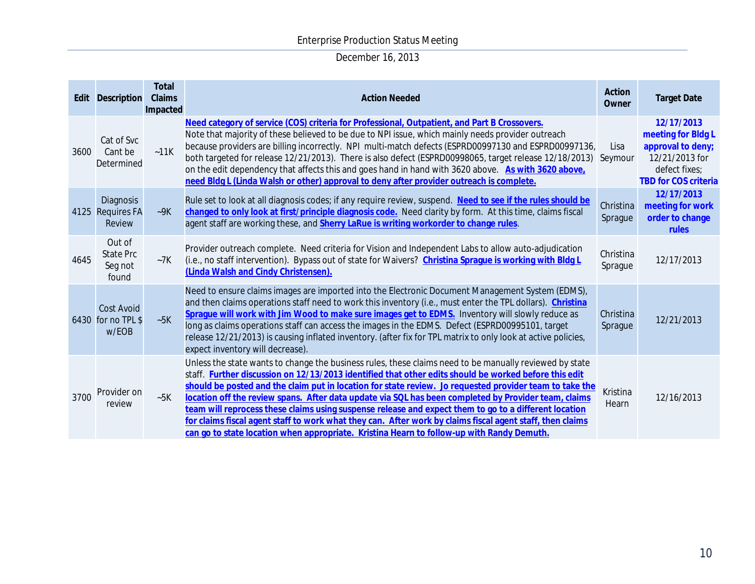Enterprise Production Status Meeting

December 16, 2013

| Edit | Description | Total Claims Impacted | Action Needed | Action Owner | Target Date |
|---|---|---|---|---|---|
| 3600 | Cat of Svc Cant be Determined | ~11K | **Need category of service (COS) criteria for Professional, Outpatient, and Part B Crossovers.** Note that majority of these believed to be due to NPI issue, which mainly needs provider outreach because providers are billing incorrectly. NPI multi-match defects (ESPRD00997130 and ESPRD00997136, both targeted for release 12/21/2013). There is also defect (ESPRD00998065, target release 12/18/2013) on the edit dependency that affects this and goes hand in hand with 3620 above. **As with 3620 above, need Bldg L (Linda Walsh or other) approval to deny after provider outreach is complete.** | Lisa Seymour | **12/17/2013 meeting for Bldg L approval to deny;** 12/21/2013 for defect fixes; **TBD for COS criteria** |
| 4125 | Diagnosis Requires FA Review | ~9K | Rule set to look at all diagnosis codes; if any require review, suspend. **Need to see if the rules should be changed to only look at first/principle diagnosis code.** Need clarity by form. At this time, claims fiscal agent staff are working these, and **Sherry LaRue is writing workorder to change rules**. | Christina Sprague | **12/17/2013 meeting for work order to change rules** |
| 4645 | Out of State Prc Seg not found | ~7K | Provider outreach complete. Need criteria for Vision and Independent Labs to allow auto-adjudication (i.e., no staff intervention). Bypass out of state for Waivers? **Christina Sprague is working with Bldg L (Linda Walsh and Cindy Christensen).** | Christina Sprague | 12/17/2013 |
| 6430 | Cost Avoid for no TPL $ w/EOB | ~5K | Need to ensure claims images are imported into the Electronic Document Management System (EDMS), and then claims operations staff need to work this inventory (i.e., must enter the TPL dollars). **Christina Sprague will work with Jim Wood to make sure images get to EDMS.** Inventory will slowly reduce as long as claims operations staff can access the images in the EDMS. Defect (ESPRD00995101, target release 12/21/2013) is causing inflated inventory. (after fix for TPL matrix to only look at active policies, expect inventory will decrease). | Christina Sprague | 12/21/2013 |
| 3700 | Provider on review | ~5K | Unless the state wants to change the business rules, these claims need to be manually reviewed by state staff. **Further discussion on 12/13/2013 identified that other edits should be worked before this edit should be posted and the claim put in location for state review. Jo requested provider team to take the location off the review spans. After data update via SQL has been completed by Provider team, claims team will reprocess these claims using suspense release and expect them to go to a different location for claims fiscal agent staff to work what they can. After work by claims fiscal agent staff, then claims can go to state location when appropriate. Kristina Hearn to follow-up with Randy Demuth.** | Kristina Hearn | 12/16/2013 |